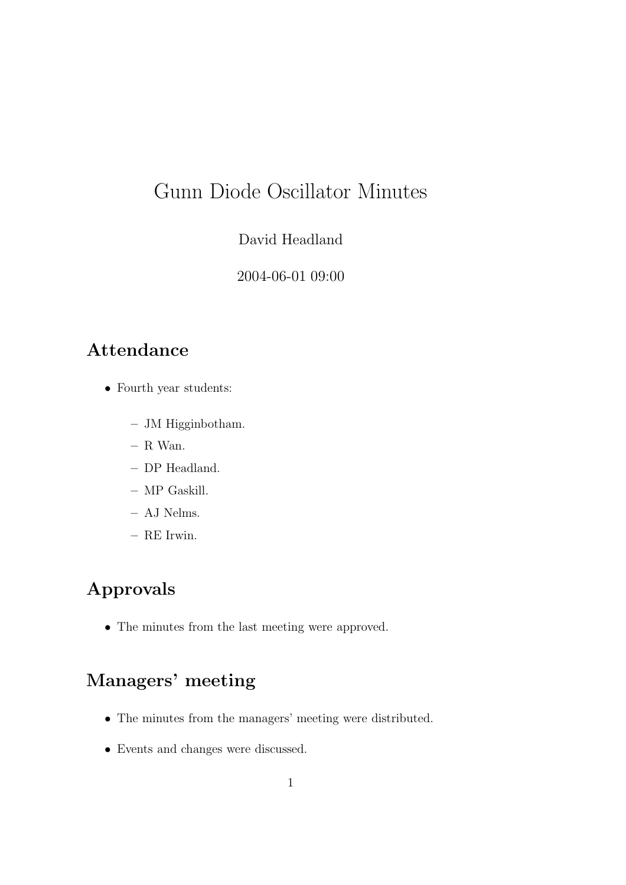# Gunn Diode Oscillator Minutes

David Headland

2004-06-01 09:00

## Attendance

- Fourth year students:
  - JM Higginbotham.
  - R Wan.
  - DP Headland.
  - MP Gaskill.
  - AJ Nelms.
  - RE Irwin.

## Approvals

- The minutes from the last meeting were approved.

## Managers' meeting

- The minutes from the managers' meeting were distributed.
- Events and changes were discussed.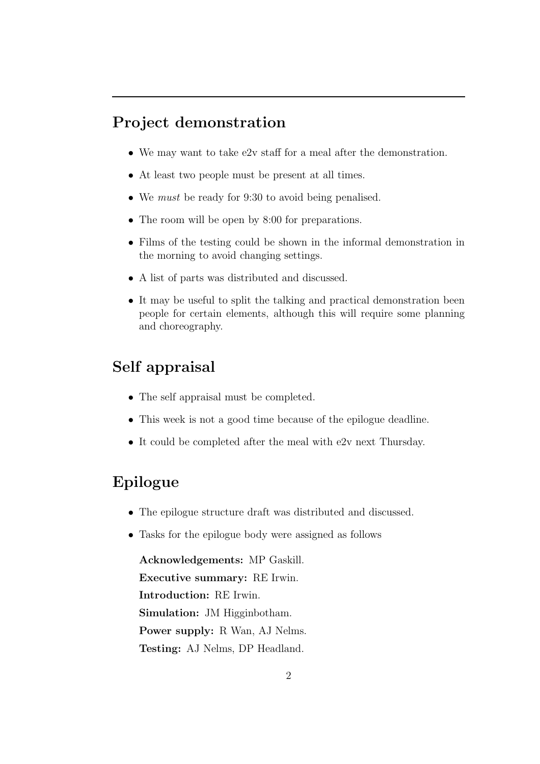## Project demonstration

- We may want to take e2v staff for a meal after the demonstration.
- At least two people must be present at all times.
- We *must* be ready for 9:30 to avoid being penalised.
- The room will be open by 8:00 for preparations.
- Films of the testing could be shown in the informal demonstration in the morning to avoid changing settings.
- A list of parts was distributed and discussed.
- It may be useful to split the talking and practical demonstration been people for certain elements, although this will require some planning and choreography.

## Self appraisal

- The self appraisal must be completed.
- This week is not a good time because of the epilogue deadline.
- It could be completed after the meal with e2v next Thursday.

## Epilogue

- The epilogue structure draft was distributed and discussed.
- Tasks for the epilogue body were assigned as follows

  **Acknowledgements:** MP Gaskill.

  **Executive summary:** RE Irwin.

  **Introduction:** RE Irwin.

  **Simulation:** JM Higginbotham.

  **Power supply:** R Wan, AJ Nelms.

  **Testing:** AJ Nelms, DP Headland.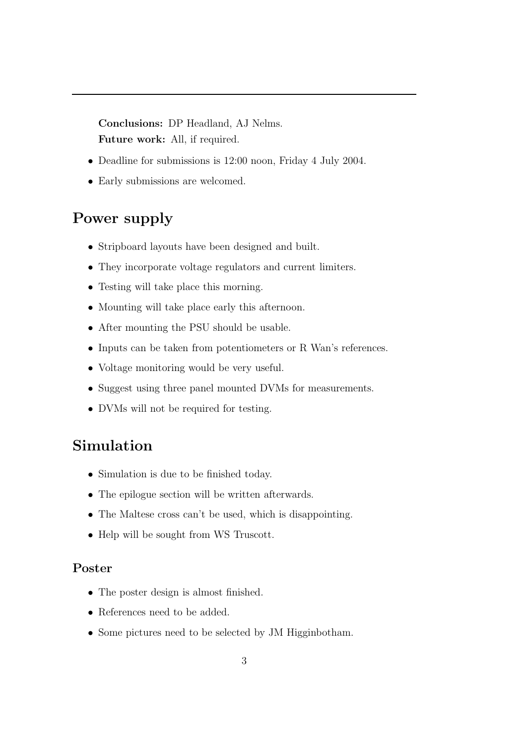**Conclusions:** DP Headland, AJ Nelms.

**Future work:** All, if required.

- Deadline for submissions is 12:00 noon, Friday 4 July 2004.
- Early submissions are welcomed.

## Power supply

- Stripboard layouts have been designed and built.
- They incorporate voltage regulators and current limiters.
- Testing will take place this morning.
- Mounting will take place early this afternoon.
- After mounting the PSU should be usable.
- Inputs can be taken from potentiometers or R Wan's references.
- Voltage monitoring would be very useful.
- Suggest using three panel mounted DVMs for measurements.
- DVMs will not be required for testing.

## Simulation

- Simulation is due to be finished today.
- The epilogue section will be written afterwards.
- The Maltese cross can't be used, which is disappointing.
- Help will be sought from WS Truscott.

### Poster

- The poster design is almost finished.
- References need to be added.
- Some pictures need to be selected by JM Higginbotham.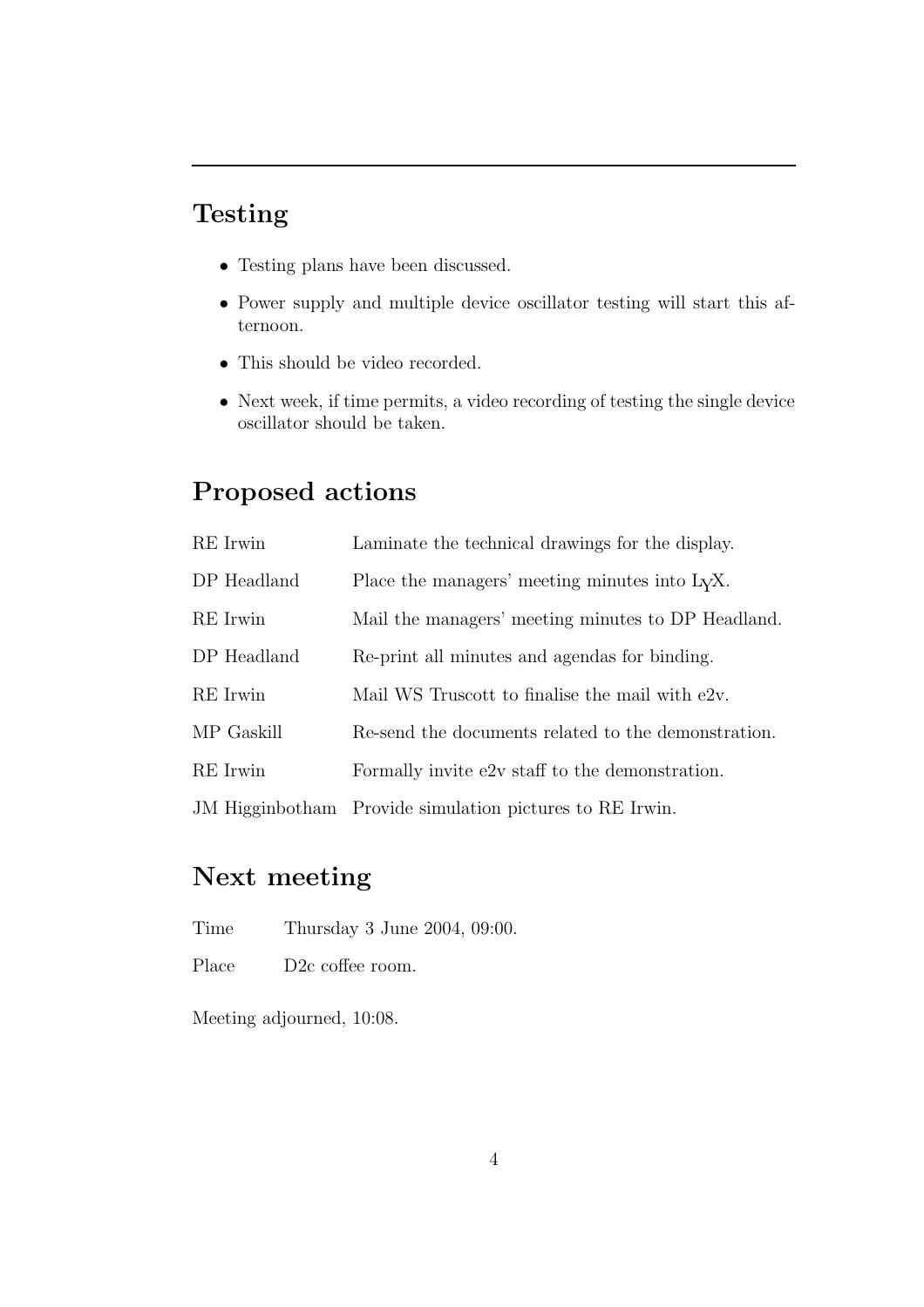## Testing

- Testing plans have been discussed.
- Power supply and multiple device oscillator testing will start this afternoon.
- This should be video recorded.
- Next week, if time permits, a video recording of testing the single device oscillator should be taken.

## Proposed actions

| | |
|---|---|
| RE Irwin | Laminate the technical drawings for the display. |
| DP Headland | Place the managers' meeting minutes into LyX. |
| RE Irwin | Mail the managers' meeting minutes to DP Headland. |
| DP Headland | Re-print all minutes and agendas for binding. |
| RE Irwin | Mail WS Truscott to finalise the mail with e2v. |
| MP Gaskill | Re-send the documents related to the demonstration. |
| RE Irwin | Formally invite e2v staff to the demonstration. |
| JM Higginbotham | Provide simulation pictures to RE Irwin. |

## Next meeting

| | |
|---|---|
| Time | Thursday 3 June 2004, 09:00. |
| Place | D2c coffee room. |

Meeting adjourned, 10:08.